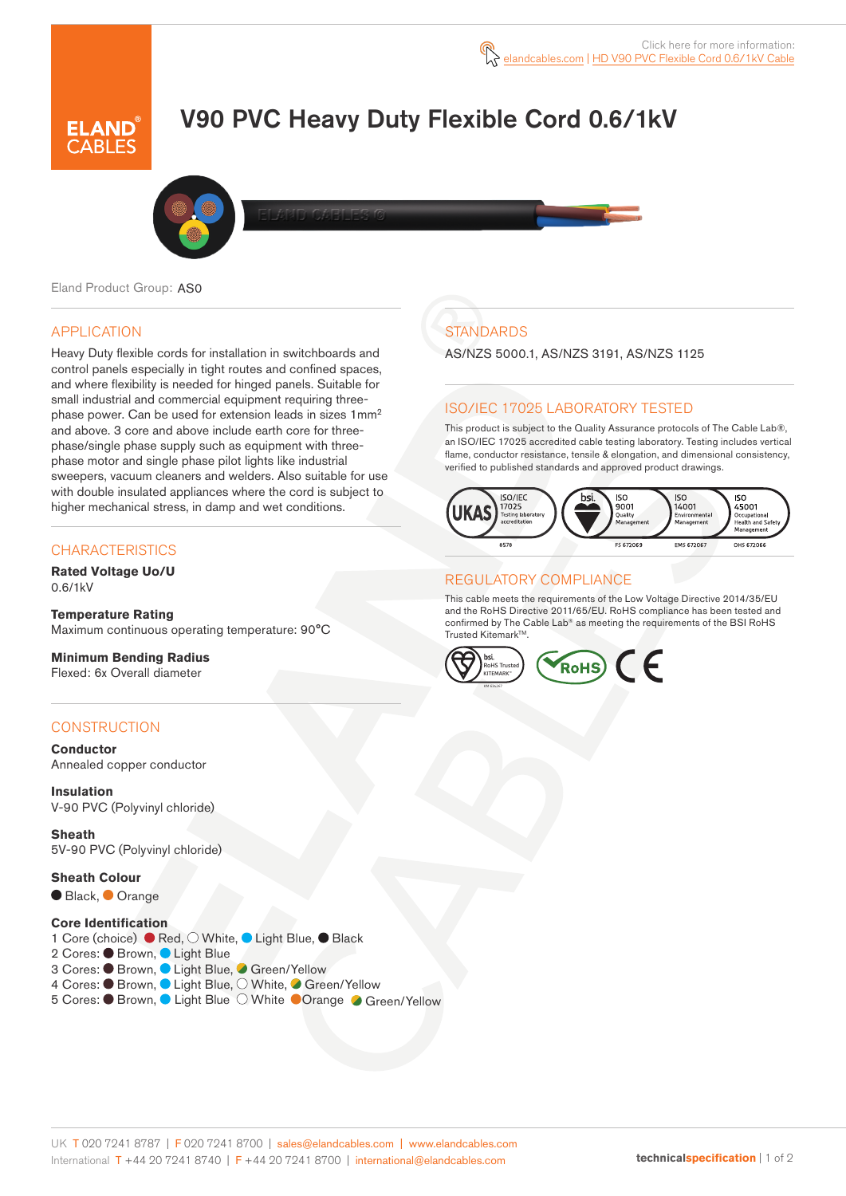Click here for more information: elandcables.com | HD V90 PVC Flexible Cord 0.6/1kV Cable

# V90 PVC Heavy Duty Flexible Cord 0.6/1kV

Eland Product Group: AS0

## APPLICATION

Heavy Duty flexible cords for installation in switchboards and control panels especially in tight routes and confined spaces, and where flexibility is needed for hinged panels. Suitable for small industrial and commercial equipment requiring three-phase power. Can be used for extension leads in sizes 1mm$^2$ and above. 3 core and above include earth core for three-phase/single phase supply such as equipment with three-phase motor and single phase pilot lights like industrial sweepers, vacuum cleaners and welders. Also suitable for use with double insulated appliances where the cord is subject to higher mechanical stress, in damp and wet conditions.

## CHARACTERISTICS

**Rated Voltage Uo/U**
0.6/1kV

**Temperature Rating**
Maximum continuous operating temperature: 90°C

**Minimum Bending Radius**
Flexed: 6x Overall diameter

## CONSTRUCTION

**Conductor**
Annealed copper conductor

**Insulation**
V-90 PVC (Polyvinyl chloride)

**Sheath**
5V-90 PVC (Polyvinyl chloride)

**Sheath Colour**
Black, Orange

**Core Identification**
1 Core (choice) Red, White, Light Blue, Black
2 Cores: Brown, Light Blue
3 Cores: Brown, Light Blue, Green/Yellow
4 Cores: Brown, Light Blue, White, Green/Yellow
5 Cores: Brown, Light Blue White Orange Green/Yellow

## STANDARDS

AS/NZS 5000.1, AS/NZS 3191, AS/NZS 1125

## ISO/IEC 17025 LABORATORY TESTED

This product is subject to the Quality Assurance protocols of The Cable Lab®, an ISO/IEC 17025 accredited cable testing laboratory. Testing includes vertical flame, conductor resistance, tensile & elongation, and dimensional consistency, verified to published standards and approved product drawings.

UKAS ISO/IEC 17025 Testing laboratory accreditation 8578 | bsi. ISO 9001 Quality Management FS 672069 | ISO 14001 Environmental Management EMS 672067 | ISO 45001 Occupational Health and Safety Management OHS 672066

## REGULATORY COMPLIANCE

This cable meets the requirements of the Low Voltage Directive 2014/35/EU and the RoHS Directive 2011/65/EU. RoHS compliance has been tested and confirmed by The Cable Lab® as meeting the requirements of the BSI RoHS Trusted Kitemark™.

bsi. RoHS Trusted KITEMARK™ | RoHS | CE

UK T 020 7241 8787 | F 020 7241 8700 | sales@elandcables.com | www.elandcables.com
International T +44 20 7241 8740 | F +44 20 7241 8700 | international@elandcables.com

technicalspecification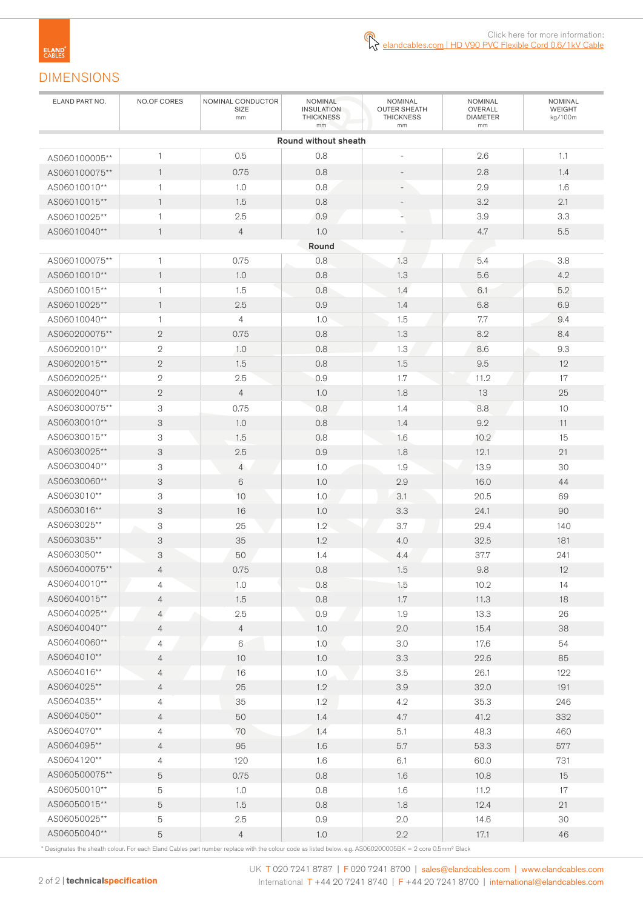Click here for more information: elandcables.com | HD V90 PVC Flexible Cord 0.6/1kV Cable

## DIMENSIONS

| ELAND PART NO. | NO.OF CORES | NOMINAL CONDUCTOR SIZE mm | NOMINAL INSULATION THICKNESS mm | NOMINAL OUTER SHEATH THICKNESS mm | NOMINAL OVERALL DIAMETER mm | NOMINAL WEIGHT kg/100m |
|---|---|---|---|---|---|---|
| **Round without sheath** | | | | | | |
| AS060100005** | 1 | 0.5 | 0.8 | - | 2.6 | 1.1 |
| AS060100075** | 1 | 0.75 | 0.8 | - | 2.8 | 1.4 |
| AS06010010** | 1 | 1.0 | 0.8 | - | 2.9 | 1.6 |
| AS06010015** | 1 | 1.5 | 0.8 | - | 3.2 | 2.1 |
| AS06010025** | 1 | 2.5 | 0.9 | - | 3.9 | 3.3 |
| AS06010040** | 1 | 4 | 1.0 | - | 4.7 | 5.5 |
| **Round** | | | | | | |
| AS060100075** | 1 | 0.75 | 0.8 | 1.3 | 5.4 | 3.8 |
| AS06010010** | 1 | 1.0 | 0.8 | 1.3 | 5.6 | 4.2 |
| AS06010015** | 1 | 1.5 | 0.8 | 1.4 | 6.1 | 5.2 |
| AS06010025** | 1 | 2.5 | 0.9 | 1.4 | 6.8 | 6.9 |
| AS06010040** | 1 | 4 | 1.0 | 1.5 | 7.7 | 9.4 |
| AS060200075** | 2 | 0.75 | 0.8 | 1.3 | 8.2 | 8.4 |
| AS06020010** | 2 | 1.0 | 0.8 | 1.3 | 8.6 | 9.3 |
| AS06020015** | 2 | 1.5 | 0.8 | 1.5 | 9.5 | 12 |
| AS06020025** | 2 | 2.5 | 0.9 | 1.7 | 11.2 | 17 |
| AS06020040** | 2 | 4 | 1.0 | 1.8 | 13 | 25 |
| AS060300075** | 3 | 0.75 | 0.8 | 1.4 | 8.8 | 10 |
| AS06030010** | 3 | 1.0 | 0.8 | 1.4 | 9.2 | 11 |
| AS06030015** | 3 | 1.5 | 0.8 | 1.6 | 10.2 | 15 |
| AS06030025** | 3 | 2.5 | 0.9 | 1.8 | 12.1 | 21 |
| AS06030040** | 3 | 4 | 1.0 | 1.9 | 13.9 | 30 |
| AS06030060** | 3 | 6 | 1.0 | 2.9 | 16.0 | 44 |
| AS0603010** | 3 | 10 | 1.0 | 3.1 | 20.5 | 69 |
| AS0603016** | 3 | 16 | 1.0 | 3.3 | 24.1 | 90 |
| AS0603025** | 3 | 25 | 1.2 | 3.7 | 29.4 | 140 |
| AS0603035** | 3 | 35 | 1.2 | 4.0 | 32.5 | 181 |
| AS0603050** | 3 | 50 | 1.4 | 4.4 | 37.7 | 241 |
| AS060400075** | 4 | 0.75 | 0.8 | 1.5 | 9.8 | 12 |
| AS06040010** | 4 | 1.0 | 0.8 | 1.5 | 10.2 | 14 |
| AS06040015** | 4 | 1.5 | 0.8 | 1.7 | 11.3 | 18 |
| AS06040025** | 4 | 2.5 | 0.9 | 1.9 | 13.3 | 26 |
| AS06040040** | 4 | 4 | 1.0 | 2.0 | 15.4 | 38 |
| AS06040060** | 4 | 6 | 1.0 | 3.0 | 17.6 | 54 |
| AS0604010** | 4 | 10 | 1.0 | 3.3 | 22.6 | 85 |
| AS0604016** | 4 | 16 | 1.0 | 3.5 | 26.1 | 122 |
| AS0604025** | 4 | 25 | 1.2 | 3.9 | 32.0 | 191 |
| AS0604035** | 4 | 35 | 1.2 | 4.2 | 35.3 | 246 |
| AS0604050** | 4 | 50 | 1.4 | 4.7 | 41.2 | 332 |
| AS0604070** | 4 | 70 | 1.4 | 5.1 | 48.3 | 460 |
| AS0604095** | 4 | 95 | 1.6 | 5.7 | 53.3 | 577 |
| AS0604120** | 4 | 120 | 1.6 | 6.1 | 60.0 | 731 |
| AS060500075** | 5 | 0.75 | 0.8 | 1.6 | 10.8 | 15 |
| AS06050010** | 5 | 1.0 | 0.8 | 1.6 | 11.2 | 17 |
| AS06050015** | 5 | 1.5 | 0.8 | 1.8 | 12.4 | 21 |
| AS06050025** | 5 | 2.5 | 0.9 | 2.0 | 14.6 | 30 |
| AS06050040** | 5 | 4 | 1.0 | 2.2 | 17.1 | 46 |

* Designates the sheath colour. For each Eland Cables part number replace with the colour code as listed below. e.g. AS060200005BK = 2 core 0.5mm² Black

UK T 020 7241 8787 | F 020 7241 8700 | sales@elandcables.com | www.elandcables.com
International T +44 20 7241 8740 | F +44 20 7241 8700 | international@elandcables.com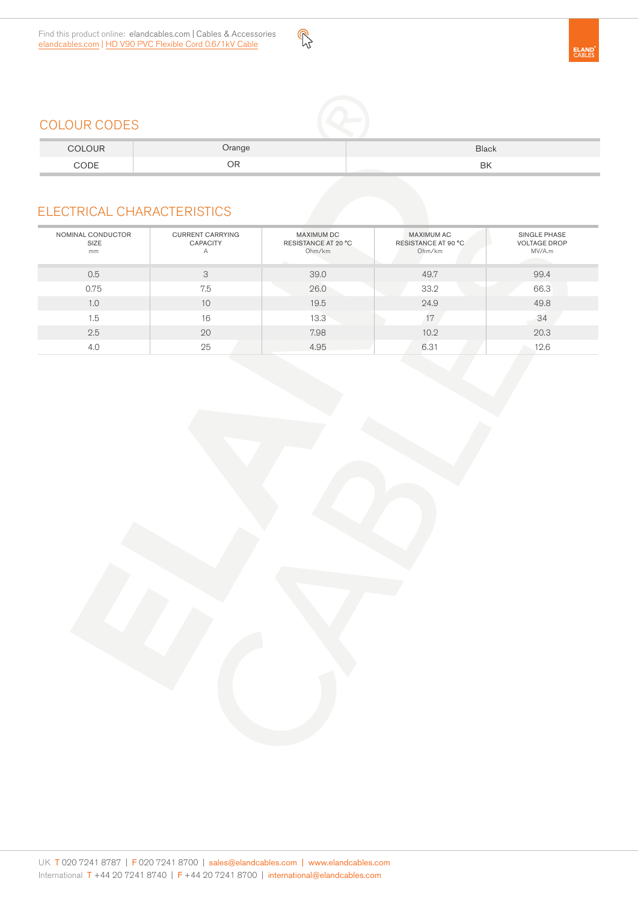## COLOUR CODES

| COLOUR | Orange | Black |
|---|---|---|
| CODE | OR | BK |

## ELECTRICAL CHARACTERISTICS

| NOMINAL CONDUCTOR SIZE mm | CURRENT CARRYING CAPACITY A | MAXIMUM DC RESISTANCE AT 20 °C Ohm/km | MAXIMUM AC RESISTANCE AT 90 °C Ohm/km | SINGLE PHASE VOLTAGE DROP MV/A.m |
|---|---|---|---|---|
| 0.5 | 3 | 39.0 | 49.7 | 99.4 |
| 0.75 | 7.5 | 26.0 | 33.2 | 66.3 |
| 1.0 | 10 | 19.5 | 24.9 | 49.8 |
| 1.5 | 16 | 13.3 | 17 | 34 |
| 2.5 | 20 | 7.98 | 10.2 | 20.3 |
| 4.0 | 25 | 4.95 | 6.31 | 12.6 |